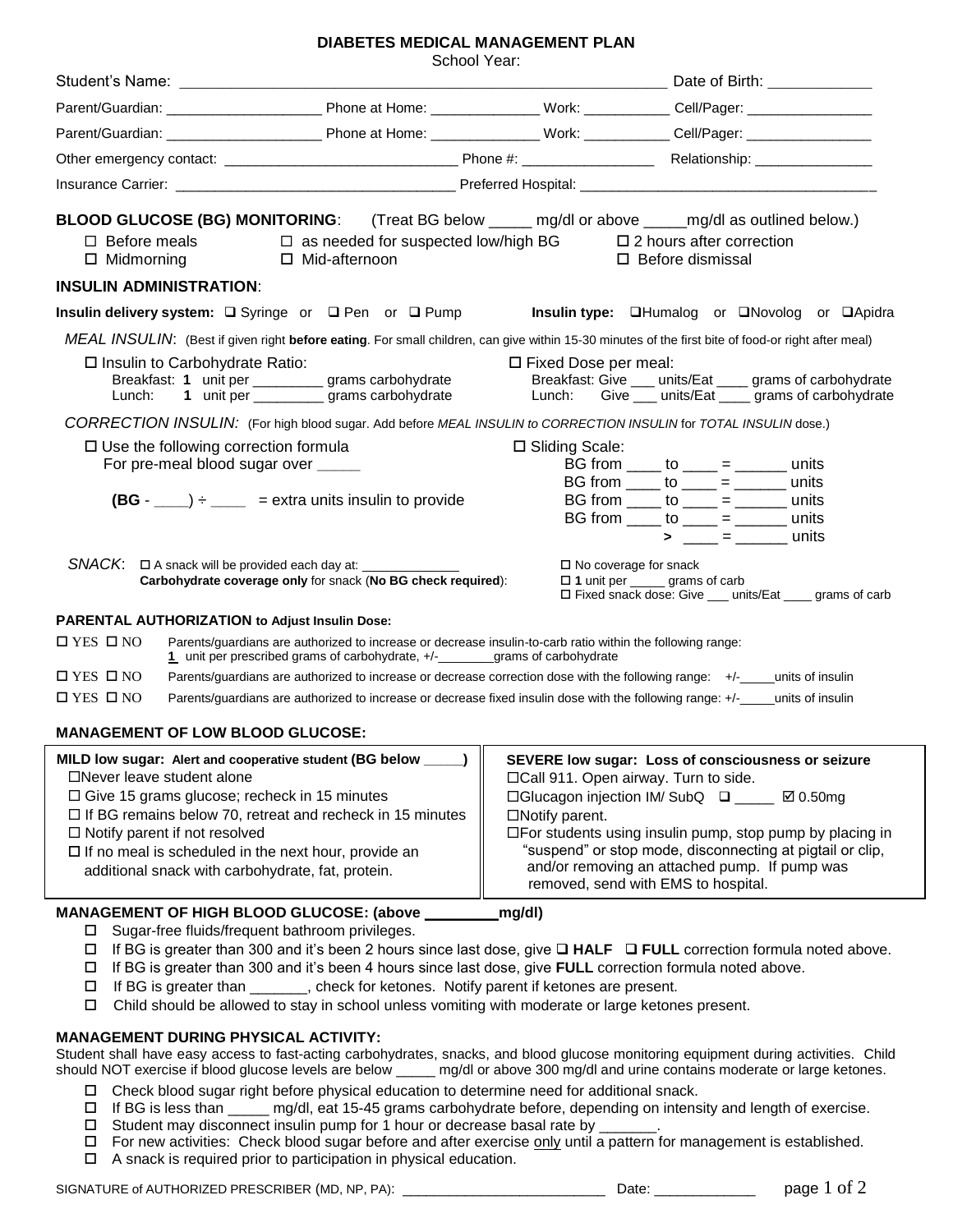# DIABETES MEDICAL MANAGEMENT PLAN

School Year:

Student's Name: ______________________________________________________ Date of Birth: ____________

Parent/Guardian: ____________________ Phone at Home: ______________ Work: ___________ Cell/Pager: ________________

Parent/Guardian: ____________________ Phone at Home: ______________ Work: ___________ Cell/Pager: ________________

Other emergency contact: ______________________________ Phone #: _________________ Relationship: _______________

Insurance Carrier: ____________________________________ Preferred Hospital: ______________________________________

**BLOOD GLUCOSE (BG) MONITORING**: (Treat BG below _____ mg/dl or above _____mg/dl as outlined below.)

- ☐ Before meals
- ☐ as needed for suspected low/high BG
- ☐ 2 hours after correction
- ☐ Midmorning
- ☐ Mid-afternoon
- ☐ Before dismissal

**INSULIN ADMINISTRATION**:

**Insulin delivery system:** ☐ Syringe or ☐ Pen or ☐ Pump **Insulin type:** ☐Humalog or ☐Novolog or ☐Apidra

*MEAL INSULIN*: (Best if given right **before eating**. For small children, can give within 15-30 minutes of the first bite of food-or right after meal)

☐ Insulin to Carbohydrate Ratio:
- Breakfast: **1** unit per _________ grams carbohydrate
- Lunch: **1** unit per _________ grams carbohydrate

☐ Fixed Dose per meal:
- Breakfast: Give ___ units/Eat ____ grams of carbohydrate
- Lunch: Give ___ units/Eat ____ grams of carbohydrate

*CORRECTION INSULIN:* (For high blood sugar. Add before *MEAL INSULIN to CORRECTION INSULIN* for *TOTAL INSULIN* dose.)

☐ Use the following correction formula
For pre-meal blood sugar over _____

**(BG** - ____) ÷ ____ = extra units insulin to provide

☐ Sliding Scale:
- BG from ____ to ____ = ______ units
- BG from ____ to ____ = ______ units
- BG from ____ to ____ = ______ units
- BG from ____ to ____ = ______ units
- > ____ = ______ units

*SNACK*: ☐ A snack will be provided each day at: _____________
**Carbohydrate coverage only** for snack (**No BG check required**):
- ☐ No coverage for snack
- ☐ **1** unit per _____ grams of carb
- ☐ Fixed snack dose: Give ___ units/Eat ____ grams of carb

**PARENTAL AUTHORIZATION to Adjust Insulin Dose:**

☐ YES ☐ NO Parents/guardians are authorized to increase or decrease insulin-to-carb ratio within the following range: **1** unit per prescribed grams of carbohydrate, +/-________grams of carbohydrate

☐ YES ☐ NO Parents/guardians are authorized to increase or decrease correction dose with the following range: +/-_____units of insulin

☐ YES ☐ NO Parents/guardians are authorized to increase or decrease fixed insulin dose with the following range: +/-_____units of insulin

**MANAGEMENT OF LOW BLOOD GLUCOSE:**

**MILD low sugar: Alert and cooperative student (BG below _____)**
- ☐Never leave student alone
- ☐ Give 15 grams glucose; recheck in 15 minutes
- ☐ If BG remains below 70, retreat and recheck in 15 minutes
- ☐ Notify parent if not resolved
- ☐ If no meal is scheduled in the next hour, provide an additional snack with carbohydrate, fat, protein.

**SEVERE low sugar: Loss of consciousness or seizure**
- ☐Call 911. Open airway. Turn to side.
- ☐Glucagon injection IM/ SubQ ☐ _____ ☑ 0.50mg
- ☐Notify parent.
- ☐For students using insulin pump, stop pump by placing in "suspend" or stop mode, disconnecting at pigtail or clip, and/or removing an attached pump. If pump was removed, send with EMS to hospital.

**MANAGEMENT OF HIGH BLOOD GLUCOSE: (above _________mg/dl)**

- ☐ Sugar-free fluids/frequent bathroom privileges.
- ☐ If BG is greater than 300 and it's been 2 hours since last dose, give ☐ **HALF** ☐ **FULL** correction formula noted above.
- ☐ If BG is greater than 300 and it's been 4 hours since last dose, give **FULL** correction formula noted above.
- ☐ If BG is greater than _______, check for ketones. Notify parent if ketones are present.
- ☐ Child should be allowed to stay in school unless vomiting with moderate or large ketones present.

**MANAGEMENT DURING PHYSICAL ACTIVITY:**

Student shall have easy access to fast-acting carbohydrates, snacks, and blood glucose monitoring equipment during activities. Child should NOT exercise if blood glucose levels are below _____ mg/dl or above 300 mg/dl and urine contains moderate or large ketones.

- ☐ Check blood sugar right before physical education to determine need for additional snack.
- ☐ If BG is less than _____ mg/dl, eat 15-45 grams carbohydrate before, depending on intensity and length of exercise.
- ☐ Student may disconnect insulin pump for 1 hour or decrease basal rate by _______.
- ☐ For new activities: Check blood sugar before and after exercise only until a pattern for management is established.
- ☐ A snack is required prior to participation in physical education.

SIGNATURE of AUTHORIZED PRESCRIBER (MD, NP, PA): _________________________ Date: ____________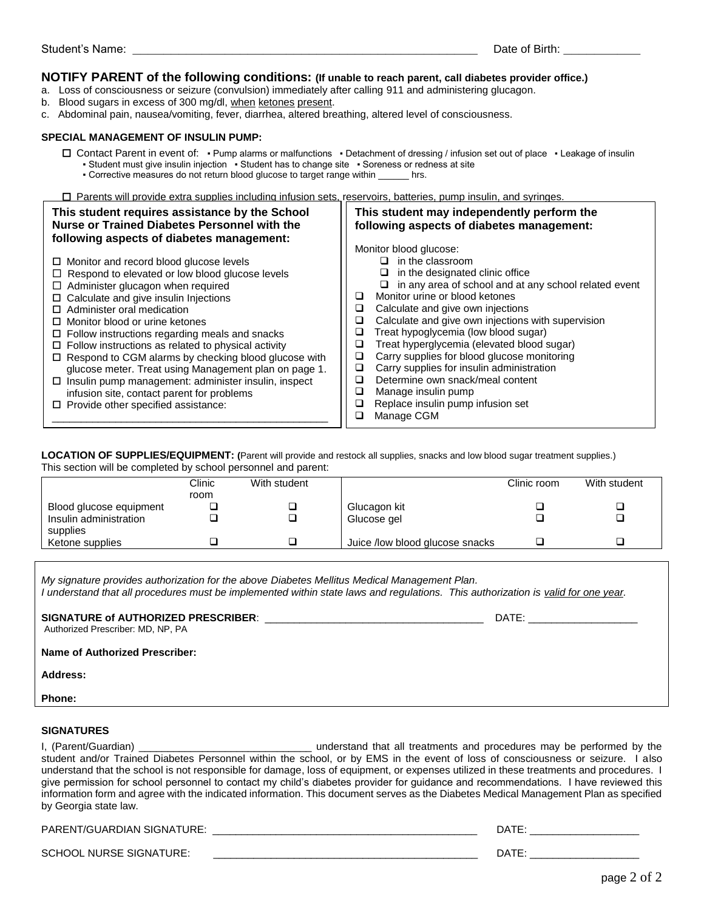Student's Name: ______________________________________________________ Date of Birth: ____________

## NOTIFY PARENT of the following conditions: (If unable to reach parent, call diabetes provider office.)

a. Loss of consciousness or seizure (convulsion) immediately after calling 911 and administering glucagon.
b. Blood sugars in excess of 300 mg/dl, when ketones present.
c. Abdominal pain, nausea/vomiting, fever, diarrhea, altered breathing, altered level of consciousness.

### SPECIAL MANAGEMENT OF INSULIN PUMP:

☐ Contact Parent in event of: ▪ Pump alarms or malfunctions ▪ Detachment of dressing / infusion set out of place ▪ Leakage of insulin ▪ Student must give insulin injection ▪ Student has to change site ▪ Soreness or redness at site ▪ Corrective measures do not return blood glucose to target range within ______ hrs.

☐ Parents will provide extra supplies including infusion sets, reservoirs, batteries, pump insulin, and syringes.

**This student requires assistance by the School Nurse or Trained Diabetes Personnel with the following aspects of diabetes management:**

- ☐ Monitor and record blood glucose levels
- ☐ Respond to elevated or low blood glucose levels
- ☐ Administer glucagon when required
- ☐ Calculate and give insulin Injections
- ☐ Administer oral medication
- ☐ Monitor blood or urine ketones
- ☐ Follow instructions regarding meals and snacks
- ☐ Follow instructions as related to physical activity
- ☐ Respond to CGM alarms by checking blood glucose with glucose meter. Treat using Management plan on page 1.
- ☐ Insulin pump management: administer insulin, inspect infusion site, contact parent for problems
- ☐ Provide other specified assistance: ______________________________________________

**This student may independently perform the following aspects of diabetes management:**

Monitor blood glucose:
- ☐ in the classroom
- ☐ in the designated clinic office
- ☐ in any area of school and at any school related event

- ☐ Monitor urine or blood ketones
- ☐ Calculate and give own injections
- ☐ Calculate and give own injections with supervision
- ☐ Treat hypoglycemia (low blood sugar)
- ☐ Treat hyperglycemia (elevated blood sugar)
- ☐ Carry supplies for blood glucose monitoring
- ☐ Carry supplies for insulin administration
- ☐ Determine own snack/meal content
- ☐ Manage insulin pump
- ☐ Replace insulin pump infusion set
- ☐ Manage CGM

**LOCATION OF SUPPLIES/EQUIPMENT: (**Parent will provide and restock all supplies, snacks and low blood sugar treatment supplies.)
This section will be completed by school personnel and parent:

| | Clinic room | With student | | Clinic room | With student |
|---|---|---|---|---|---|
| Blood glucose equipment | ☐ | ☐ | Glucagon kit | ☐ | ☐ |
| Insulin administration supplies | ☐ | ☐ | Glucose gel | ☐ | ☐ |
| Ketone supplies | ☐ | ☐ | Juice /low blood glucose snacks | ☐ | ☐ |

*My signature provides authorization for the above Diabetes Mellitus Medical Management Plan.*
*I understand that all procedures must be implemented within state laws and regulations. This authorization is valid for one year.*

**SIGNATURE of AUTHORIZED PRESCRIBER**: ______________________________________ DATE: ___________________
Authorized Prescriber: MD, NP, PA

**Name of Authorized Prescriber:**

**Address:**

**Phone:**

### SIGNATURES

I, (Parent/Guardian) ______________________________ understand that all treatments and procedures may be performed by the student and/or Trained Diabetes Personnel within the school, or by EMS in the event of loss of consciousness or seizure. I also understand that the school is not responsible for damage, loss of equipment, or expenses utilized in these treatments and procedures. I give permission for school personnel to contact my child's diabetes provider for guidance and recommendations. I have reviewed this information form and agree with the indicated information. This document serves as the Diabetes Medical Management Plan as specified by Georgia state law.

PARENT/GUARDIAN SIGNATURE: _______________________________________________ DATE: ___________________

SCHOOL NURSE SIGNATURE: _______________________________________________ DATE: ___________________